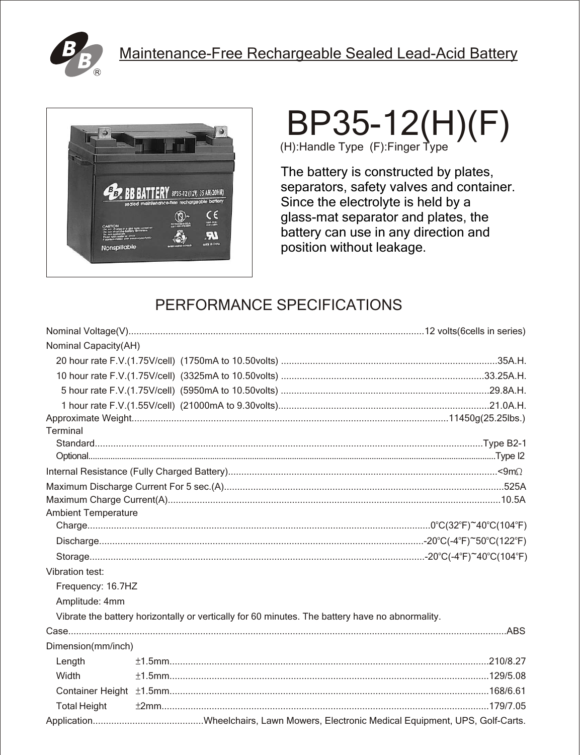# Maintenance-Free Rechargeable Sealed Lead-Acid Battery

# BP35-12(H)(F)

(H):Handle Type (F):Finger Type

The battery is constructed by plates, separators, safety valves and container. Since the electrolyte is held by a glass-mat separator and plates, the battery can use in any direction and position without leakage.

## PERFORMANCE SPECIFICATIONS

Nominal Voltage(V)..............................12 volts(6cells in series)

Nominal Capacity(AH)

- 20 hour rate F.V.(1.75V/cell) (1750mA to 10.50volts) ..............................35A.H.
- 10 hour rate F.V.(1.75V/cell) (3325mA to 10.50volts) ..............................33.25A.H.
- 5 hour rate F.V.(1.75V/cell) (5950mA to 10.50volts) ..............................29.8A.H.
- 1 hour rate F.V.(1.55V/cell) (21000mA to 9.30volts)..............................21.0A.H.

Approximate Weight..............................11450g(25.25lbs.)

Terminal

- Standard..............................Type B2-1
- Optional..............................Type I2

Internal Resistance (Fully Charged Battery)..............................<9mΩ

Maximum Discharge Current For 5 sec.(A)..............................525A

Maximum Charge Current(A)..............................10.5A

Ambient Temperature

- Charge..............................0°C(32°F)~40°C(104°F)
- Discharge..............................-20°C(-4°F)~50°C(122°F)
- Storage..............................-20°C(-4°F)~40°C(104°F)

Vibration test:

- Frequency: 16.7HZ
- Amplitude: 4mm
- Vibrate the battery horizontally or vertically for 60 minutes. The battery have no abnormality.

Case..............................ABS

Dimension(mm/inch)

- Length ±1.5mm..............................210/8.27
- Width ±1.5mm..............................129/5.08
- Container Height ±1.5mm..............................168/6.61
- Total Height ±2mm..............................179/7.05

Application..............................Wheelchairs, Lawn Mowers, Electronic Medical Equipment, UPS, Golf-Carts.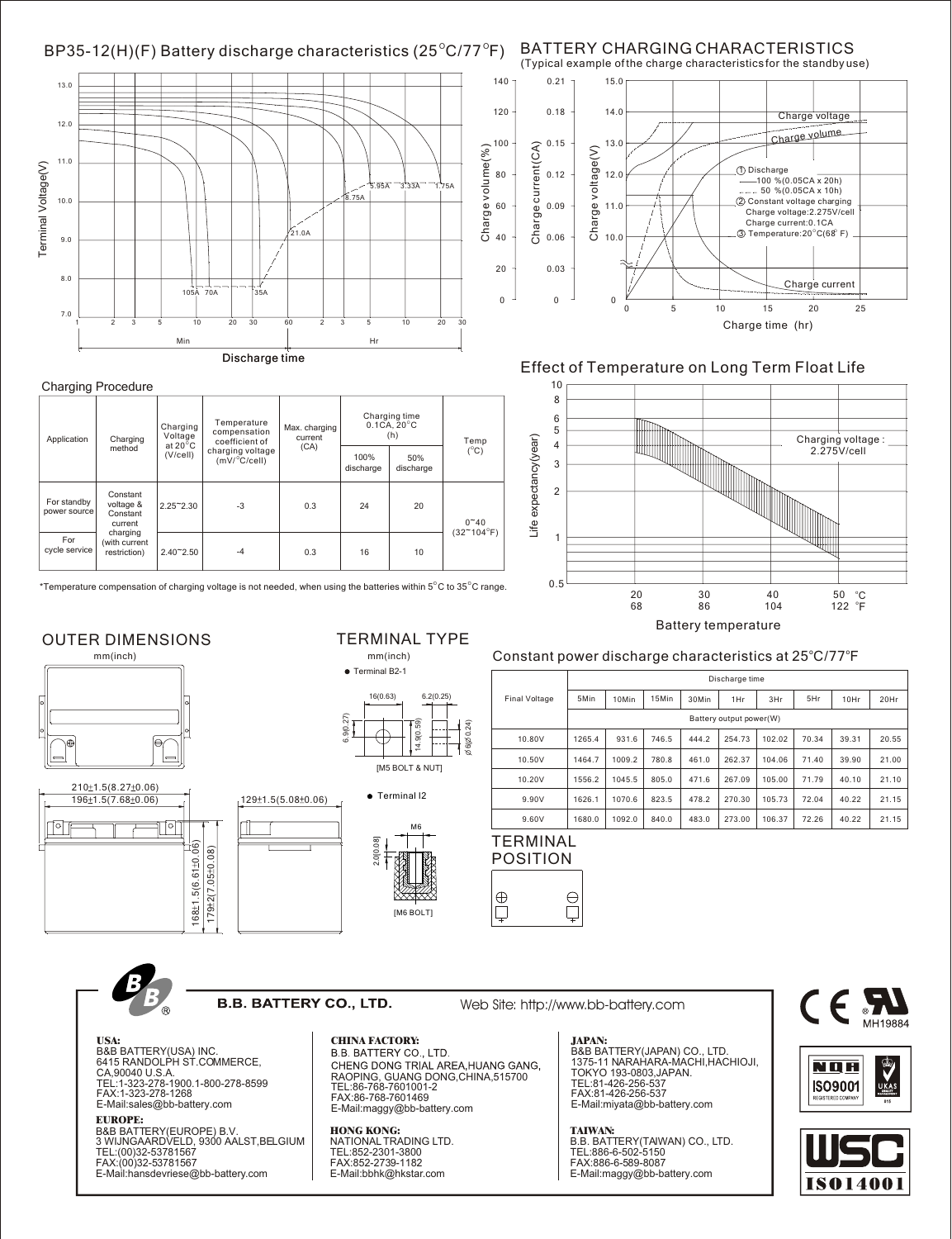## BP35-12(H)(F) Battery discharge characteristics (25°C/77°F)

Terminal Voltage(V)
13.0
12.0
11.0
10.0
9.0
8.0
7.0
1 2 3 5 10 20 30 60 2 3 5 10 20 30
Min Hr
Discharge time
105A 70A 35A 21.0A 8.75A 5.95A 3.33A 1.75A

## BATTERY CHARGING CHARACTERISTICS

(Typical example of the charge characteristics for the standby use)

Charge volume(%) 0 20 40 60 80 100 120 140
Charge current(CA) 0 0.03 0.06 0.09 0.12 0.15 0.18 0.21
Charge voltage(V) 0 10.0 11.0 12.0 13.0 14.0 15.0
Charge time (hr) 0 5 10 15 20 25
Charge voltage
Charge volume
Charge current
① Discharge
100 %(0.05CA x 20h)
50 %(0.05CA x 10h)
② Constant voltage charging
Charge voltage:2.275V/cell
Charge current:0.1CA
③ Temperature:20°C(68°F)

## Charging Procedure

| Application | Charging method | Charging Voltage at 20°C (V/cell) | Temperature compensation coefficient of charging voltage (mV/°C/cell) | Max. charging current (CA) | Charging time 0.1CA, 20°C (h) | | Temp (°C) |
|---|---|---|---|---|---|---|---|
| | | | | | 100% discharge | 50% discharge | |
| For standby power source | Constant voltage & Constant current charging (with current restriction) | 2.25~2.30 | -3 | 0.3 | 24 | 20 | 0~40 (32~104°F) |
| For cycle service | | 2.40~2.50 | -4 | 0.3 | 16 | 10 | |

*Temperature compensation of charging voltage is not needed, when using the batteries within 5°C to 35°C range.

## Effect of Temperature on Long Term Float Life

Life expectancy(year)
10 8 6 5 4 3 2 1 0.5
Charging voltage : 2.275V/cell
20 30 40 50 °C
68 86 104 122 °F
Battery temperature

## OUTER DIMENSIONS

mm(inch)

210±1.5(8.27±0.06)
196±1.5(7.68±0.06)
129±1.5(5.08±0.06)
168±1.5(6.61±0.06)
179±2(7.05±0.08)

## TERMINAL TYPE

mm(inch)

● Terminal B2-1

16(0.63) 6.2(0.25) 6.9(0.27) 14.9(0.59) ⌀6(⌀0.24)

[M5 BOLT & NUT]

● Terminal I2

M6 2.0(0.08)

[M6 BOLT]

## Constant power discharge characteristics at 25°C/77°F

| Final Voltage | Discharge time | | | | | | | | |
|---|---|---|---|---|---|---|---|---|---|
| | 5Min | 10Min | 15Min | 30Min | 1Hr | 3Hr | 5Hr | 10Hr | 20Hr |
| | Battery output power(W) | | | | | | | | |
| 10.80V | 1265.4 | 931.6 | 746.5 | 444.2 | 254.73 | 102.02 | 70.34 | 39.31 | 20.55 |
| 10.50V | 1464.7 | 1009.2 | 780.8 | 461.0 | 262.37 | 104.06 | 71.40 | 39.90 | 21.00 |
| 10.20V | 1556.2 | 1045.5 | 805.0 | 471.6 | 267.09 | 105.00 | 71.79 | 40.10 | 21.10 |
| 9.90V | 1626.1 | 1070.6 | 823.5 | 478.2 | 270.30 | 105.73 | 72.04 | 40.22 | 21.15 |
| 9.60V | 1680.0 | 1092.0 | 840.0 | 483.0 | 273.00 | 106.37 | 72.26 | 40.22 | 21.15 |

## TERMINAL POSITION

**B.B. BATTERY CO., LTD.** Web Site: http://www.bb-battery.com

MH19884

**USA:**
B&B BATTERY(USA) INC.
6415 RANDOLPH ST.COMMERCE,
CA,90040 U.S.A.
TEL:1-323-278-1900.1-800-278-8599
FAX:1-323-278-1268
E-Mail:sales@bb-battery.com

**EUROPE:**
B&B BATTERY(EUROPE) B.V.
3 WIJNGAARDVELD, 9300 AALST,BELGIUM
TEL:(00)32-53781567
FAX:(00)32-53781567
E-Mail:hansdevriese@bb-battery.com

**CHINA FACTORY:**
B.B. BATTERY CO., LTD.
CHENG DONG TRIAL AREA,HUANG GANG,
RAOPING, GUANG DONG,CHINA,515700
TEL:86-768-7601001-2
FAX:86-768-7601469
E-Mail:maggy@bb-battery.com

**HONG KONG:**
NATIONAL TRADING LTD.
TEL:852-2301-3800
FAX:852-2739-1182
E-Mail:bbhk@hkstar.com

**JAPAN:**
B&B BATTERY(JAPAN) CO., LTD.
1375-11 NARAHARA-MACHI,HACHIOJI,
TOKYO 193-0803,JAPAN.
TEL:81-426-256-537
FAX:81-426-256-537
E-Mail:miyata@bb-battery.com

**TAIWAN:**
B.B. BATTERY(TAIWAN) CO., LTD.
TEL:886-6-502-5150
FAX:886-6-589-8087
E-Mail:maggy@bb-battery.com

ISO9001
ISO14001